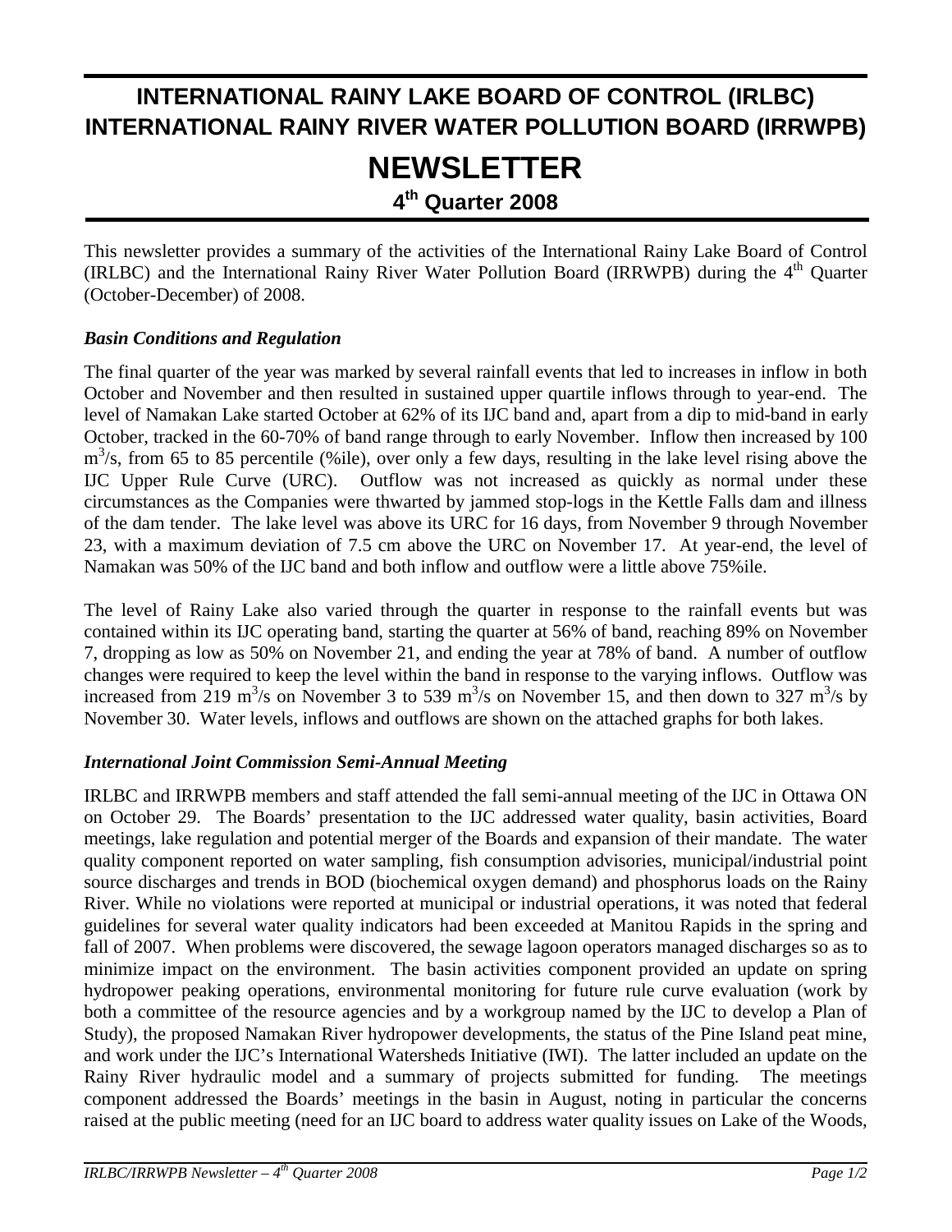# INTERNATIONAL RAINY LAKE BOARD OF CONTROL (IRLBC)
# INTERNATIONAL RAINY RIVER WATER POLLUTION BOARD (IRRWPB)
# NEWSLETTER
## 4th Quarter 2008

This newsletter provides a summary of the activities of the International Rainy Lake Board of Control (IRLBC) and the International Rainy River Water Pollution Board (IRRWPB) during the 4th Quarter (October-December) of 2008.

### *Basin Conditions and Regulation*

The final quarter of the year was marked by several rainfall events that led to increases in inflow in both October and November and then resulted in sustained upper quartile inflows through to year-end. The level of Namakan Lake started October at 62% of its IJC band and, apart from a dip to mid-band in early October, tracked in the 60-70% of band range through to early November. Inflow then increased by 100 $m^3/s$, from 65 to 85 percentile (%ile), over only a few days, resulting in the lake level rising above the IJC Upper Rule Curve (URC). Outflow was not increased as quickly as normal under these circumstances as the Companies were thwarted by jammed stop-logs in the Kettle Falls dam and illness of the dam tender. The lake level was above its URC for 16 days, from November 9 through November 23, with a maximum deviation of 7.5 cm above the URC on November 17. At year-end, the level of Namakan was 50% of the IJC band and both inflow and outflow were a little above 75%ile.

The level of Rainy Lake also varied through the quarter in response to the rainfall events but was contained within its IJC operating band, starting the quarter at 56% of band, reaching 89% on November 7, dropping as low as 50% on November 21, and ending the year at 78% of band. A number of outflow changes were required to keep the level within the band in response to the varying inflows. Outflow was increased from 219 $m^3/s$ on November 3 to 539 $m^3/s$ on November 15, and then down to 327 $m^3/s$ by November 30. Water levels, inflows and outflows are shown on the attached graphs for both lakes.

### *International Joint Commission Semi-Annual Meeting*

IRLBC and IRRWPB members and staff attended the fall semi-annual meeting of the IJC in Ottawa ON on October 29. The Boards' presentation to the IJC addressed water quality, basin activities, Board meetings, lake regulation and potential merger of the Boards and expansion of their mandate. The water quality component reported on water sampling, fish consumption advisories, municipal/industrial point source discharges and trends in BOD (biochemical oxygen demand) and phosphorus loads on the Rainy River. While no violations were reported at municipal or industrial operations, it was noted that federal guidelines for several water quality indicators had been exceeded at Manitou Rapids in the spring and fall of 2007. When problems were discovered, the sewage lagoon operators managed discharges so as to minimize impact on the environment. The basin activities component provided an update on spring hydropower peaking operations, environmental monitoring for future rule curve evaluation (work by both a committee of the resource agencies and by a workgroup named by the IJC to develop a Plan of Study), the proposed Namakan River hydropower developments, the status of the Pine Island peat mine, and work under the IJC's International Watersheds Initiative (IWI). The latter included an update on the Rainy River hydraulic model and a summary of projects submitted for funding. The meetings component addressed the Boards' meetings in the basin in August, noting in particular the concerns raised at the public meeting (need for an IJC board to address water quality issues on Lake of the Woods,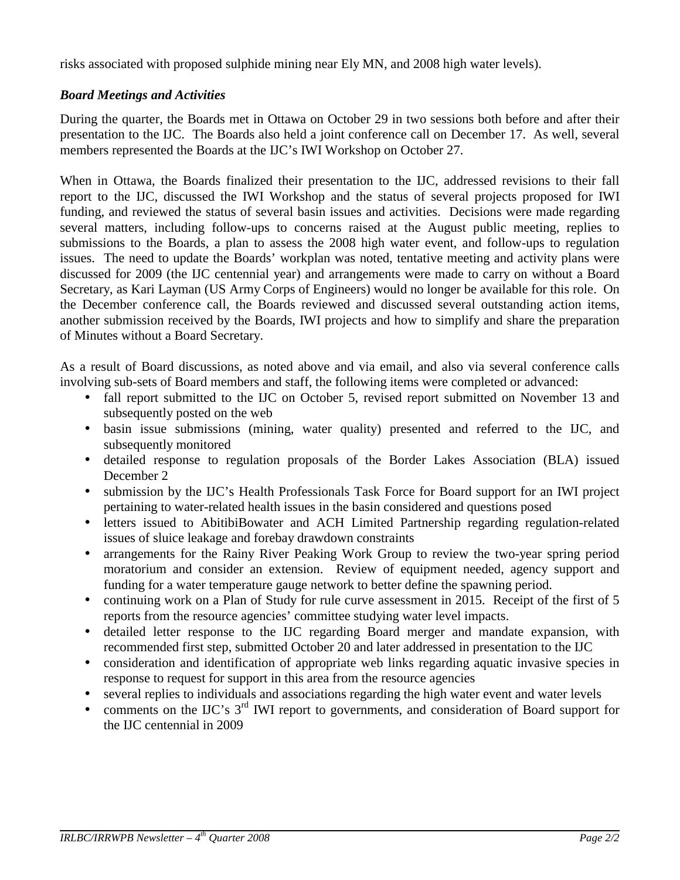risks associated with proposed sulphide mining near Ely MN, and 2008 high water levels).

***Board Meetings and Activities***

During the quarter, the Boards met in Ottawa on October 29 in two sessions both before and after their presentation to the IJC. The Boards also held a joint conference call on December 17. As well, several members represented the Boards at the IJC's IWI Workshop on October 27.

When in Ottawa, the Boards finalized their presentation to the IJC, addressed revisions to their fall report to the IJC, discussed the IWI Workshop and the status of several projects proposed for IWI funding, and reviewed the status of several basin issues and activities. Decisions were made regarding several matters, including follow-ups to concerns raised at the August public meeting, replies to submissions to the Boards, a plan to assess the 2008 high water event, and follow-ups to regulation issues. The need to update the Boards' workplan was noted, tentative meeting and activity plans were discussed for 2009 (the IJC centennial year) and arrangements were made to carry on without a Board Secretary, as Kari Layman (US Army Corps of Engineers) would no longer be available for this role. On the December conference call, the Boards reviewed and discussed several outstanding action items, another submission received by the Boards, IWI projects and how to simplify and share the preparation of Minutes without a Board Secretary.

As a result of Board discussions, as noted above and via email, and also via several conference calls involving sub-sets of Board members and staff, the following items were completed or advanced:

- fall report submitted to the IJC on October 5, revised report submitted on November 13 and subsequently posted on the web
- basin issue submissions (mining, water quality) presented and referred to the IJC, and subsequently monitored
- detailed response to regulation proposals of the Border Lakes Association (BLA) issued December 2
- submission by the IJC's Health Professionals Task Force for Board support for an IWI project pertaining to water-related health issues in the basin considered and questions posed
- letters issued to AbitibiBowater and ACH Limited Partnership regarding regulation-related issues of sluice leakage and forebay drawdown constraints
- arrangements for the Rainy River Peaking Work Group to review the two-year spring period moratorium and consider an extension. Review of equipment needed, agency support and funding for a water temperature gauge network to better define the spawning period.
- continuing work on a Plan of Study for rule curve assessment in 2015. Receipt of the first of 5 reports from the resource agencies' committee studying water level impacts.
- detailed letter response to the IJC regarding Board merger and mandate expansion, with recommended first step, submitted October 20 and later addressed in presentation to the IJC
- consideration and identification of appropriate web links regarding aquatic invasive species in response to request for support in this area from the resource agencies
- several replies to individuals and associations regarding the high water event and water levels
- comments on the IJC's 3rd IWI report to governments, and consideration of Board support for the IJC centennial in 2009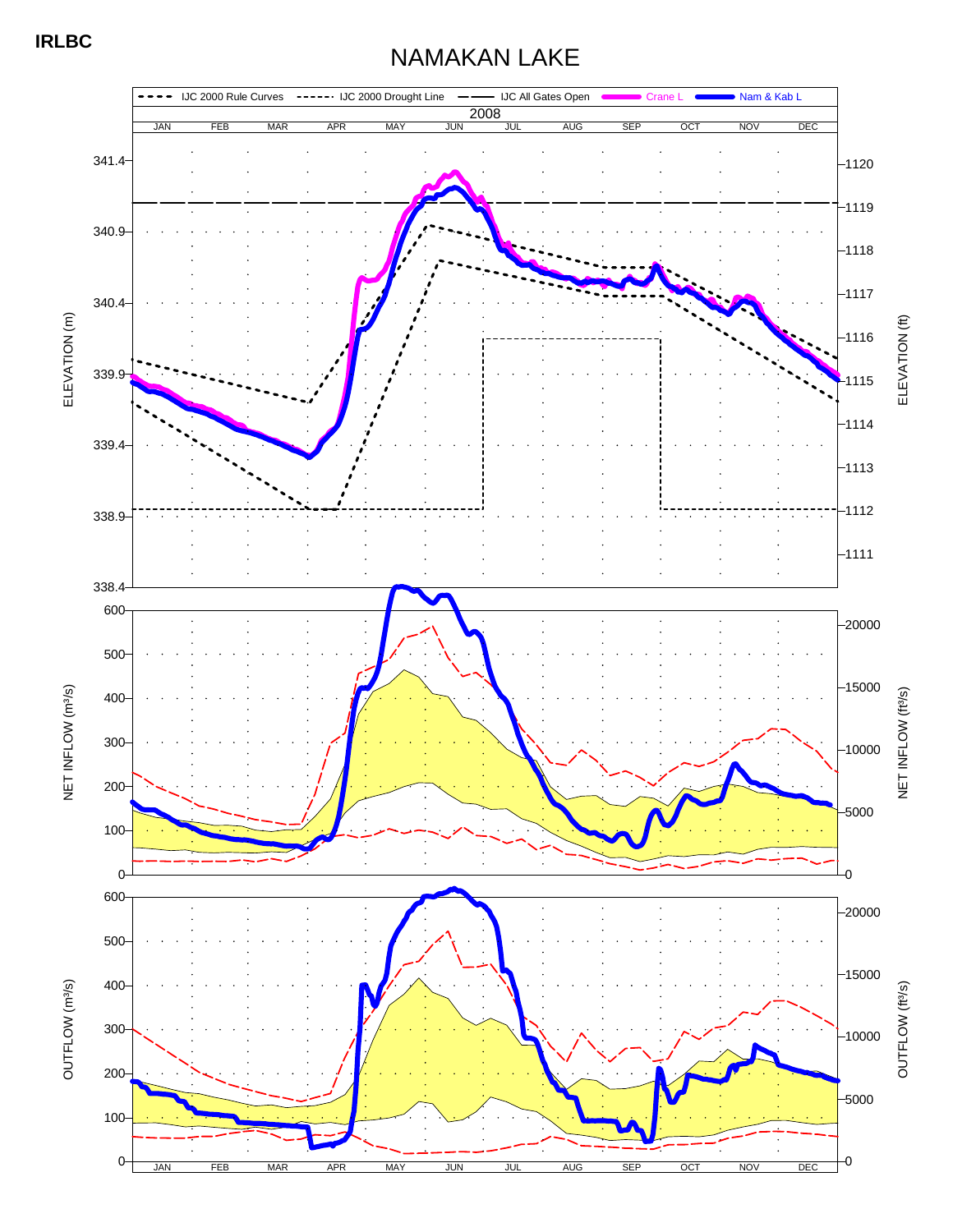**IRLBC**

# NAMAKAN LAKE

IJC 2000 Rule Curves | IJC 2000 Drought Line | IJC All Gates Open | Crane L | Nam & Kab L

2008

JAN FEB MAR APR MAY JUN JUL AUG SEP OCT NOV DEC

ELEVATION (m): 338.4, 338.9, 339.4, 339.9, 340.4, 340.9, 341.4

ELEVATION (ft): 1111, 1112, 1113, 1114, 1115, 1116, 1117, 1118, 1119, 1120

NET INFLOW (m³/s): 0, 100, 200, 300, 400, 500, 600

NET INFLOW (ft³/s): 0, 5000, 10000, 15000, 20000

OUTFLOW (m³/s): 0, 100, 200, 300, 400, 500, 600

OUTFLOW (ft³/s): 0, 5000, 10000, 15000, 20000

JAN FEB MAR APR MAY JUN JUL AUG SEP OCT NOV DEC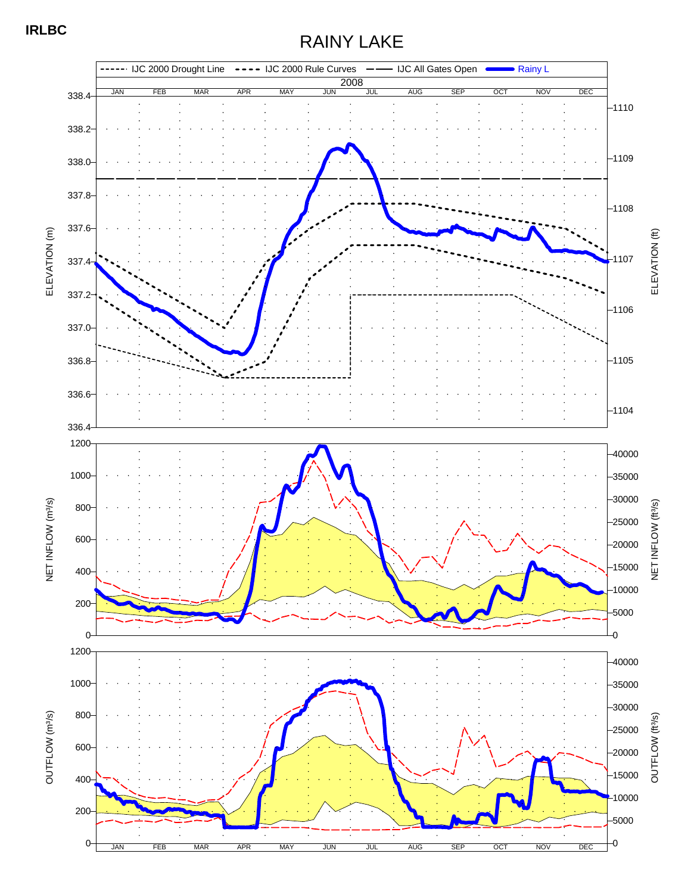IRLBC

# RAINY LAKE

IJC 2000 Drought Line
IJC 2000 Rule Curves
IJC All Gates Open
Rainy L

2008

JAN FEB MAR APR MAY JUN JUL AUG SEP OCT NOV DEC

ELEVATION (m)

338.4
338.2
338.0
337.8
337.6
337.4
337.2
337.0
336.8
336.6
336.4

ELEVATION (ft)

1110
1109
1108
1107
1106
1105
1104

NET INFLOW (m³/s)

1200
1000
800
600
400
200
0

NET INFLOW (ft³/s)

40000
35000
30000
25000
20000
15000
10000
5000
0

OUTFLOW (m³/s)

1200
1000
800
600
400
200
0

OUTFLOW (ft³/s)

40000
35000
30000
25000
20000
15000
10000
5000
0

JAN FEB MAR APR MAY JUN JUL AUG SEP OCT NOV DEC